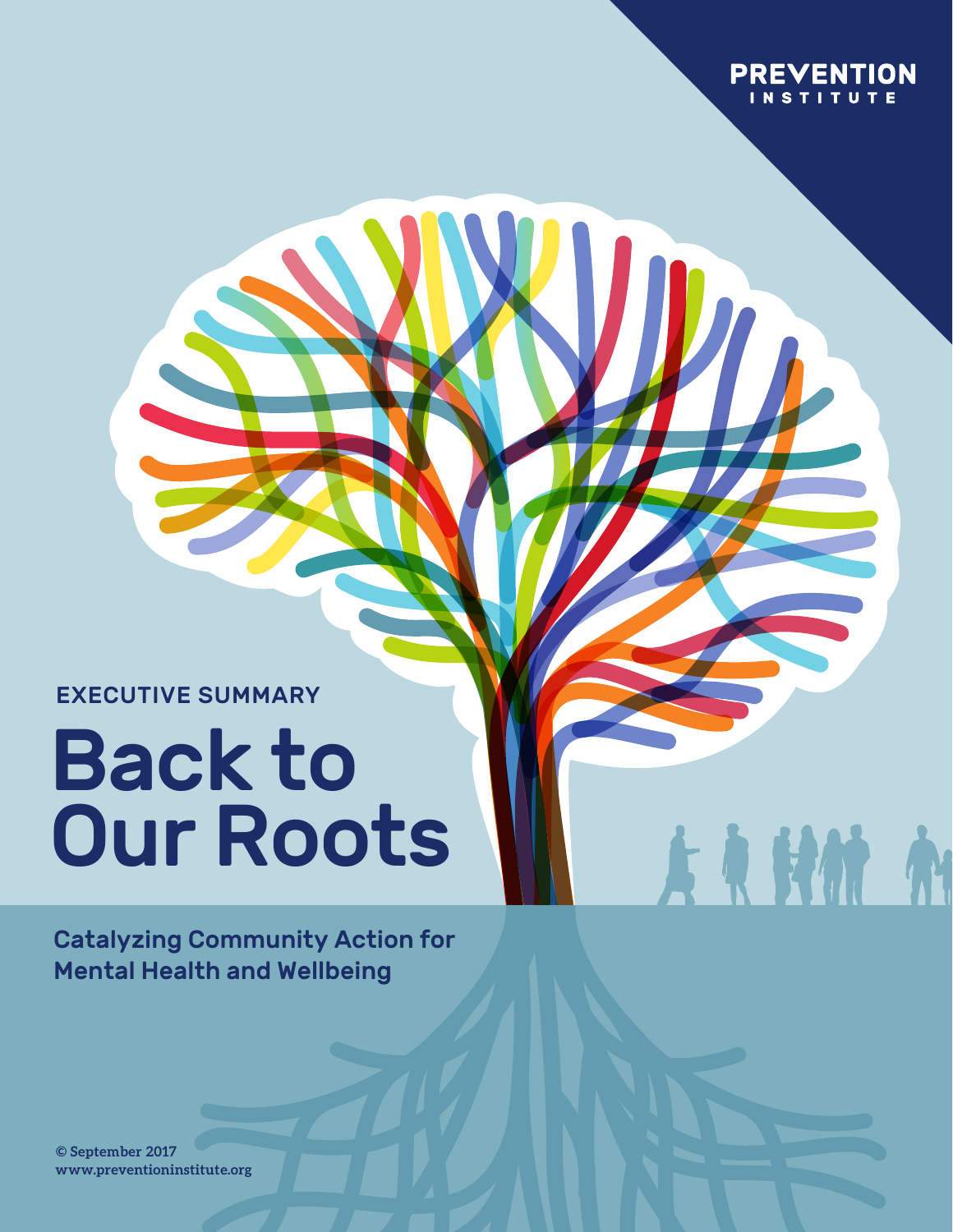PREVENTION INSTITUTE

EXECUTIVE SUMMARY

# Back to Our Roots

## Catalyzing Community Action for Mental Health and Wellbeing

© September 2017
www.preventioninstitute.org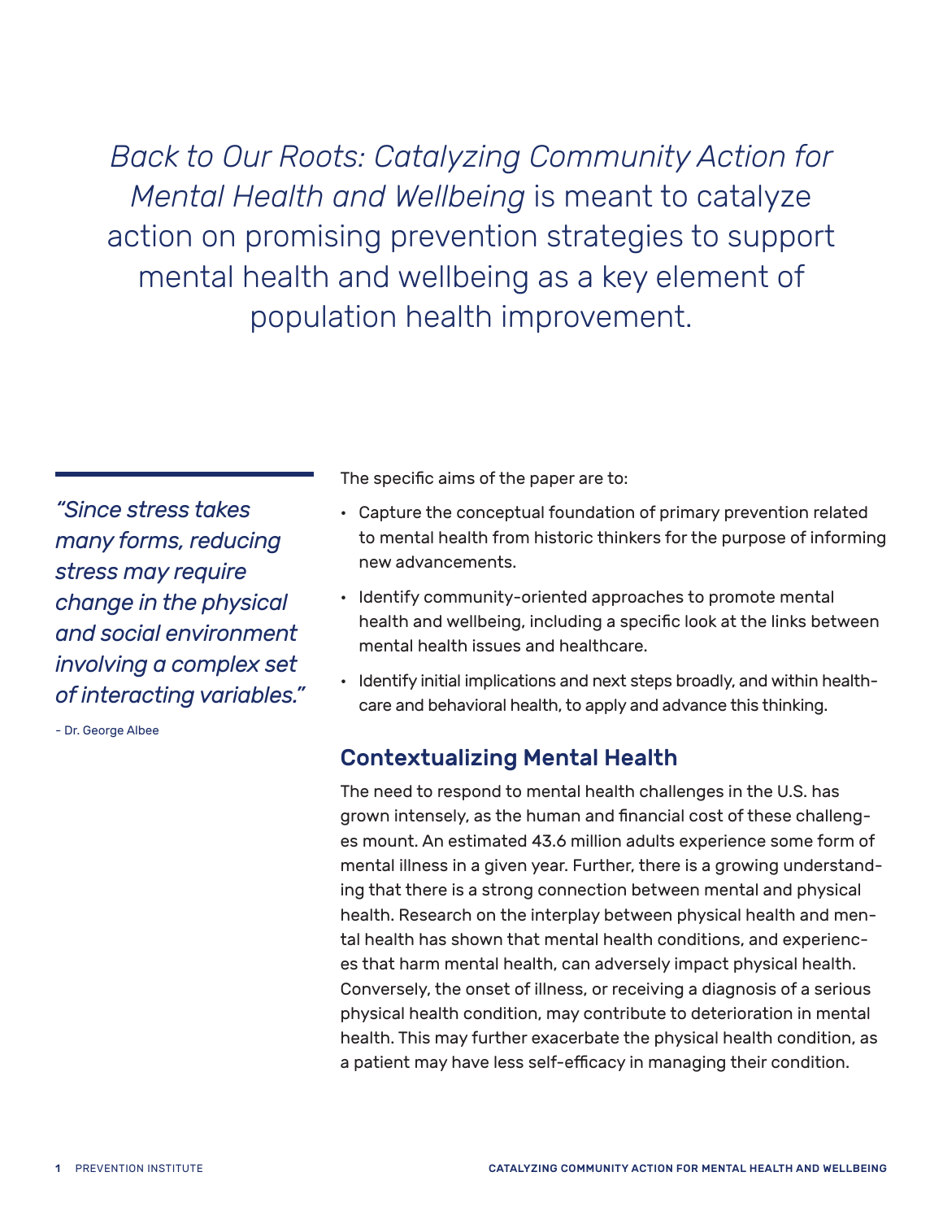*Back to Our Roots: Catalyzing Community Action for Mental Health and Wellbeing* is meant to catalyze action on promising prevention strategies to support mental health and wellbeing as a key element of population health improvement.

> *"Since stress takes many forms, reducing stress may require change in the physical and social environment involving a complex set of interacting variables."*
>
> – Dr. George Albee

The specific aims of the paper are to:

- Capture the conceptual foundation of primary prevention related to mental health from historic thinkers for the purpose of informing new advancements.
- Identify community-oriented approaches to promote mental health and wellbeing, including a specific look at the links between mental health issues and healthcare.
- Identify initial implications and next steps broadly, and within healthcare and behavioral health, to apply and advance this thinking.

## Contextualizing Mental Health

The need to respond to mental health challenges in the U.S. has grown intensely, as the human and financial cost of these challenges mount. An estimated 43.6 million adults experience some form of mental illness in a given year. Further, there is a growing understanding that there is a strong connection between mental and physical health. Research on the interplay between physical health and mental health has shown that mental health conditions, and experiences that harm mental health, can adversely impact physical health. Conversely, the onset of illness, or receiving a diagnosis of a serious physical health condition, may contribute to deterioration in mental health. This may further exacerbate the physical health condition, as a patient may have less self-efficacy in managing their condition.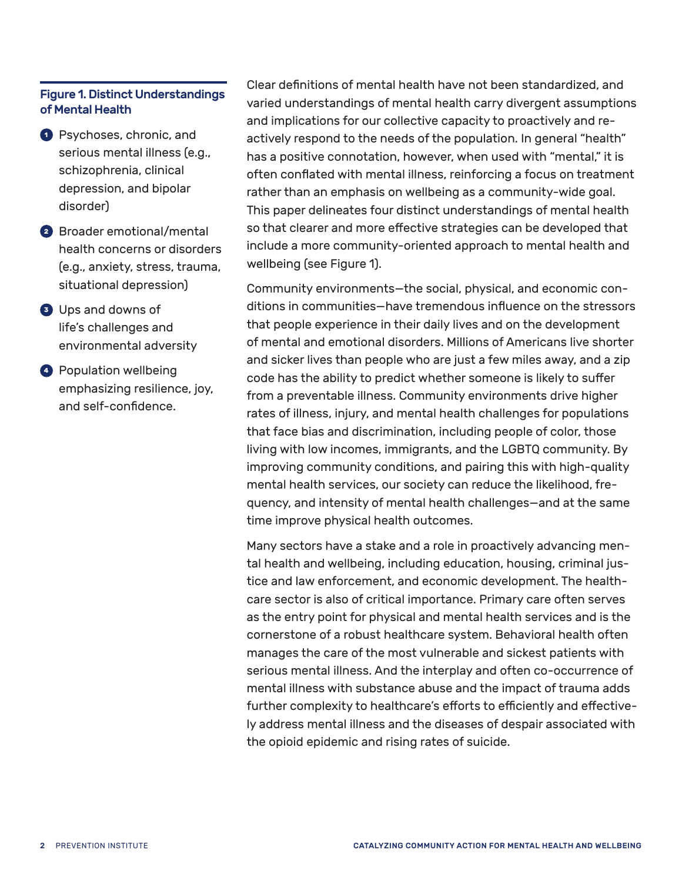**Figure 1. Distinct Understandings of Mental Health**

1. Psychoses, chronic, and serious mental illness (e.g., schizophrenia, clinical depression, and bipolar disorder)
2. Broader emotional/mental health concerns or disorders (e.g., anxiety, stress, trauma, situational depression)
3. Ups and downs of life's challenges and environmental adversity
4. Population wellbeing emphasizing resilience, joy, and self-confidence.

Clear definitions of mental health have not been standardized, and varied understandings of mental health carry divergent assumptions and implications for our collective capacity to proactively and reactively respond to the needs of the population. In general "health" has a positive connotation, however, when used with "mental," it is often conflated with mental illness, reinforcing a focus on treatment rather than an emphasis on wellbeing as a community-wide goal. This paper delineates four distinct understandings of mental health so that clearer and more effective strategies can be developed that include a more community-oriented approach to mental health and wellbeing (see Figure 1).

Community environments—the social, physical, and economic conditions in communities—have tremendous influence on the stressors that people experience in their daily lives and on the development of mental and emotional disorders. Millions of Americans live shorter and sicker lives than people who are just a few miles away, and a zip code has the ability to predict whether someone is likely to suffer from a preventable illness. Community environments drive higher rates of illness, injury, and mental health challenges for populations that face bias and discrimination, including people of color, those living with low incomes, immigrants, and the LGBTQ community. By improving community conditions, and pairing this with high-quality mental health services, our society can reduce the likelihood, frequency, and intensity of mental health challenges—and at the same time improve physical health outcomes.

Many sectors have a stake and a role in proactively advancing mental health and wellbeing, including education, housing, criminal justice and law enforcement, and economic development. The healthcare sector is also of critical importance. Primary care often serves as the entry point for physical and mental health services and is the cornerstone of a robust healthcare system. Behavioral health often manages the care of the most vulnerable and sickest patients with serious mental illness. And the interplay and often co-occurrence of mental illness with substance abuse and the impact of trauma adds further complexity to healthcare's efforts to efficiently and effectively address mental illness and the diseases of despair associated with the opioid epidemic and rising rates of suicide.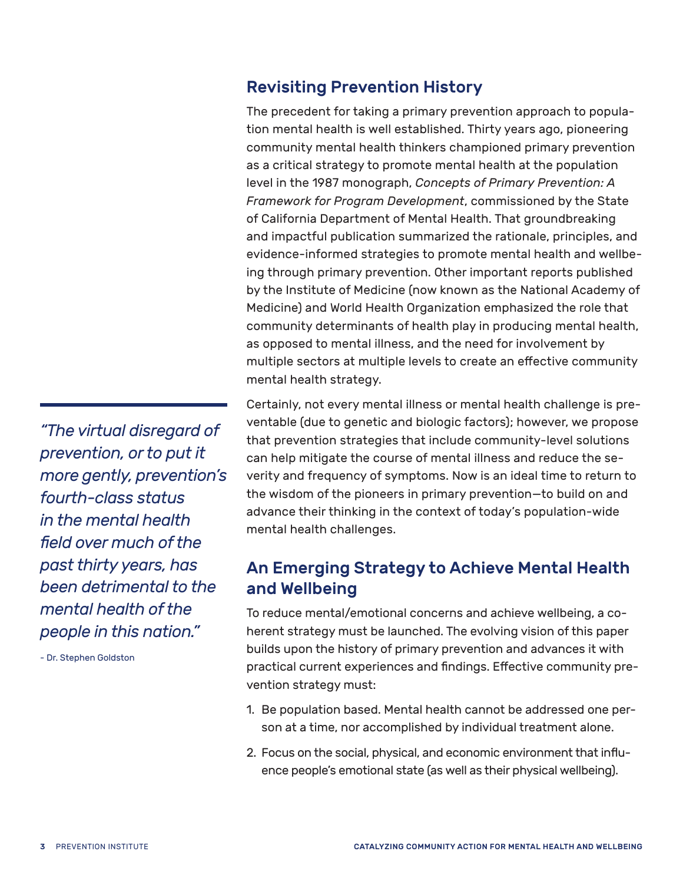## Revisiting Prevention History

The precedent for taking a primary prevention approach to population mental health is well established. Thirty years ago, pioneering community mental health thinkers championed primary prevention as a critical strategy to promote mental health at the population level in the 1987 monograph, *Concepts of Primary Prevention: A Framework for Program Development*, commissioned by the State of California Department of Mental Health. That groundbreaking and impactful publication summarized the rationale, principles, and evidence-informed strategies to promote mental health and wellbeing through primary prevention. Other important reports published by the Institute of Medicine (now known as the National Academy of Medicine) and World Health Organization emphasized the role that community determinants of health play in producing mental health, as opposed to mental illness, and the need for involvement by multiple sectors at multiple levels to create an effective community mental health strategy.

> *"The virtual disregard of prevention, or to put it more gently, prevention's fourth-class status in the mental health field over much of the past thirty years, has been detrimental to the mental health of the people in this nation."*
>
> \- Dr. Stephen Goldston

Certainly, not every mental illness or mental health challenge is preventable (due to genetic and biologic factors); however, we propose that prevention strategies that include community-level solutions can help mitigate the course of mental illness and reduce the severity and frequency of symptoms. Now is an ideal time to return to the wisdom of the pioneers in primary prevention—to build on and advance their thinking in the context of today's population-wide mental health challenges.

## An Emerging Strategy to Achieve Mental Health and Wellbeing

To reduce mental/emotional concerns and achieve wellbeing, a coherent strategy must be launched. The evolving vision of this paper builds upon the history of primary prevention and advances it with practical current experiences and findings. Effective community prevention strategy must:

1. Be population based. Mental health cannot be addressed one person at a time, nor accomplished by individual treatment alone.
2. Focus on the social, physical, and economic environment that influence people's emotional state (as well as their physical wellbeing).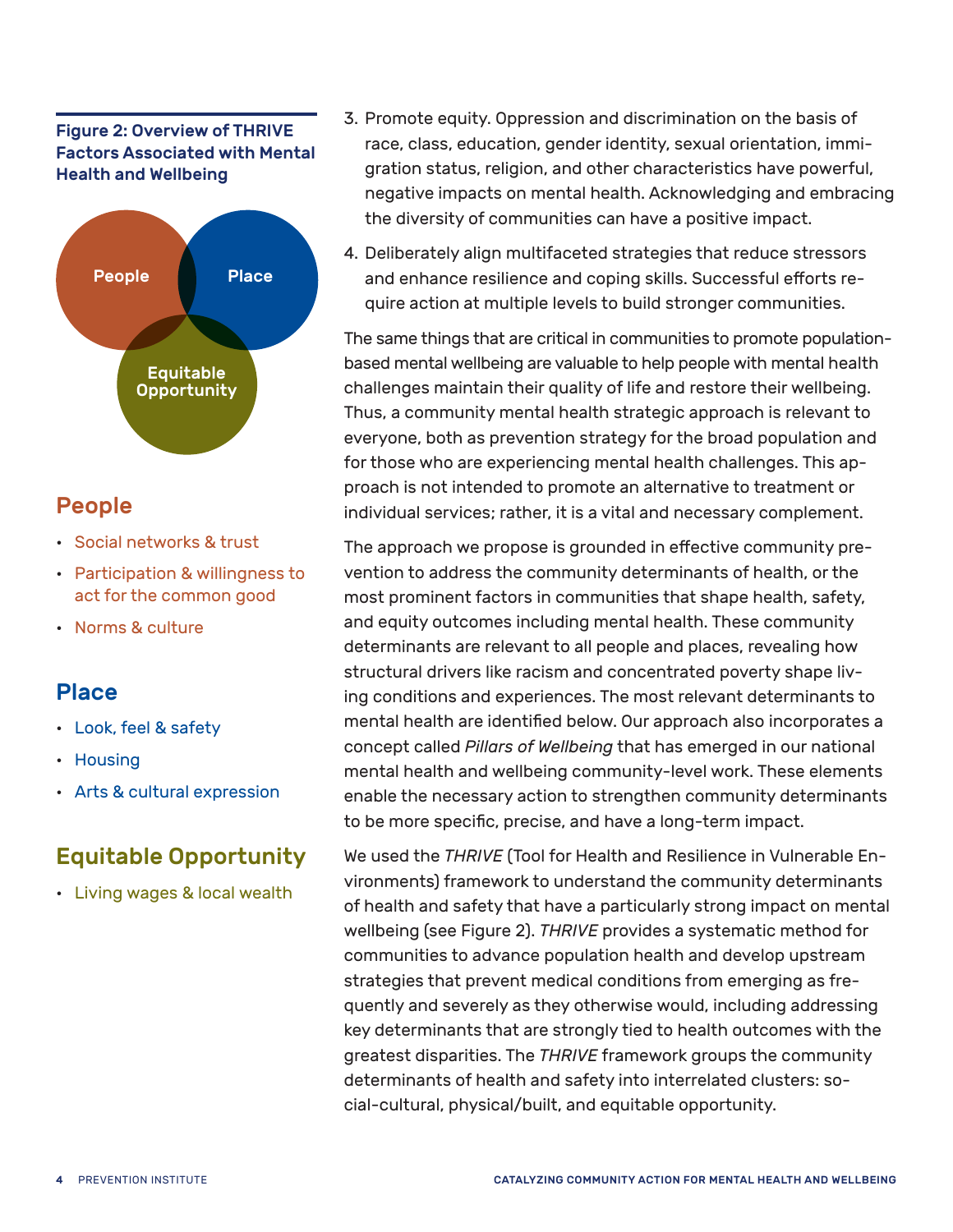**Figure 2: Overview of THRIVE Factors Associated with Mental Health and Wellbeing**

People | Place | Equitable Opportunity

## People

- Social networks & trust
- Participation & willingness to act for the common good
- Norms & culture

## Place

- Look, feel & safety
- Housing
- Arts & cultural expression

## Equitable Opportunity

- Living wages & local wealth

3. Promote equity. Oppression and discrimination on the basis of race, class, education, gender identity, sexual orientation, immigration status, religion, and other characteristics have powerful, negative impacts on mental health. Acknowledging and embracing the diversity of communities can have a positive impact.
4. Deliberately align multifaceted strategies that reduce stressors and enhance resilience and coping skills. Successful efforts require action at multiple levels to build stronger communities.

The same things that are critical in communities to promote population-based mental wellbeing are valuable to help people with mental health challenges maintain their quality of life and restore their wellbeing. Thus, a community mental health strategic approach is relevant to everyone, both as prevention strategy for the broad population and for those who are experiencing mental health challenges. This approach is not intended to promote an alternative to treatment or individual services; rather, it is a vital and necessary complement.

The approach we propose is grounded in effective community prevention to address the community determinants of health, or the most prominent factors in communities that shape health, safety, and equity outcomes including mental health. These community determinants are relevant to all people and places, revealing how structural drivers like racism and concentrated poverty shape living conditions and experiences. The most relevant determinants to mental health are identified below. Our approach also incorporates a concept called *Pillars of Wellbeing* that has emerged in our national mental health and wellbeing community-level work. These elements enable the necessary action to strengthen community determinants to be more specific, precise, and have a long-term impact.

We used the *THRIVE* (Tool for Health and Resilience in Vulnerable Environments) framework to understand the community determinants of health and safety that have a particularly strong impact on mental wellbeing (see Figure 2). *THRIVE* provides a systematic method for communities to advance population health and develop upstream strategies that prevent medical conditions from emerging as frequently and severely as they otherwise would, including addressing key determinants that are strongly tied to health outcomes with the greatest disparities. The *THRIVE* framework groups the community determinants of health and safety into interrelated clusters: social-cultural, physical/built, and equitable opportunity.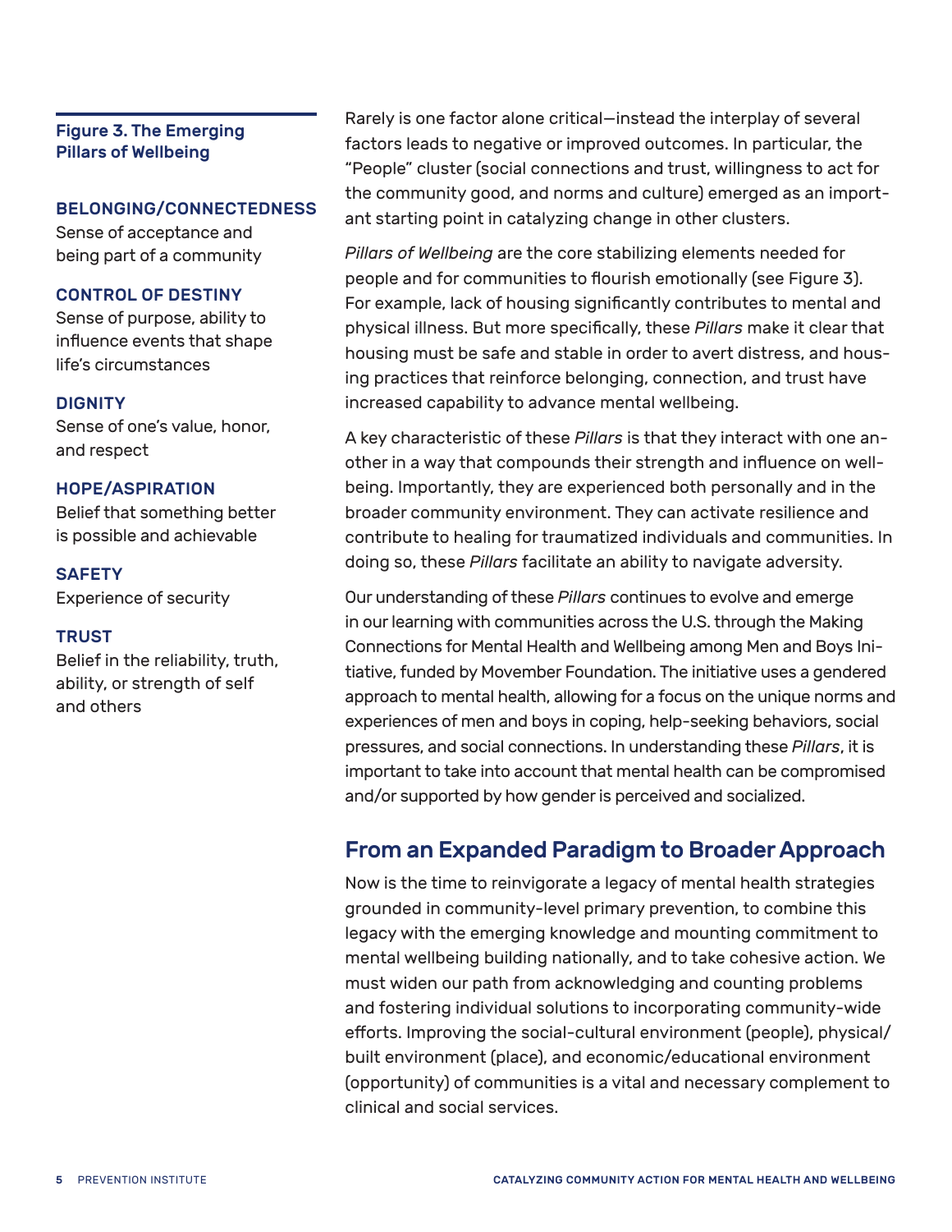**Figure 3. The Emerging Pillars of Wellbeing**

**BELONGING/CONNECTEDNESS**
Sense of acceptance and being part of a community

**CONTROL OF DESTINY**
Sense of purpose, ability to influence events that shape life's circumstances

**DIGNITY**
Sense of one's value, honor, and respect

**HOPE/ASPIRATION**
Belief that something better is possible and achievable

**SAFETY**
Experience of security

**TRUST**
Belief in the reliability, truth, ability, or strength of self and others

Rarely is one factor alone critical—instead the interplay of several factors leads to negative or improved outcomes. In particular, the "People" cluster (social connections and trust, willingness to act for the community good, and norms and culture) emerged as an important starting point in catalyzing change in other clusters.

*Pillars of Wellbeing* are the core stabilizing elements needed for people and for communities to flourish emotionally (see Figure 3). For example, lack of housing significantly contributes to mental and physical illness. But more specifically, these *Pillars* make it clear that housing must be safe and stable in order to avert distress, and housing practices that reinforce belonging, connection, and trust have increased capability to advance mental wellbeing.

A key characteristic of these *Pillars* is that they interact with one another in a way that compounds their strength and influence on wellbeing. Importantly, they are experienced both personally and in the broader community environment. They can activate resilience and contribute to healing for traumatized individuals and communities. In doing so, these *Pillars* facilitate an ability to navigate adversity.

Our understanding of these *Pillars* continues to evolve and emerge in our learning with communities across the U.S. through the Making Connections for Mental Health and Wellbeing among Men and Boys Initiative, funded by Movember Foundation. The initiative uses a gendered approach to mental health, allowing for a focus on the unique norms and experiences of men and boys in coping, help-seeking behaviors, social pressures, and social connections. In understanding these *Pillars*, it is important to take into account that mental health can be compromised and/or supported by how gender is perceived and socialized.

## From an Expanded Paradigm to Broader Approach

Now is the time to reinvigorate a legacy of mental health strategies grounded in community-level primary prevention, to combine this legacy with the emerging knowledge and mounting commitment to mental wellbeing building nationally, and to take cohesive action. We must widen our path from acknowledging and counting problems and fostering individual solutions to incorporating community-wide efforts. Improving the social-cultural environment (people), physical/built environment (place), and economic/educational environment (opportunity) of communities is a vital and necessary complement to clinical and social services.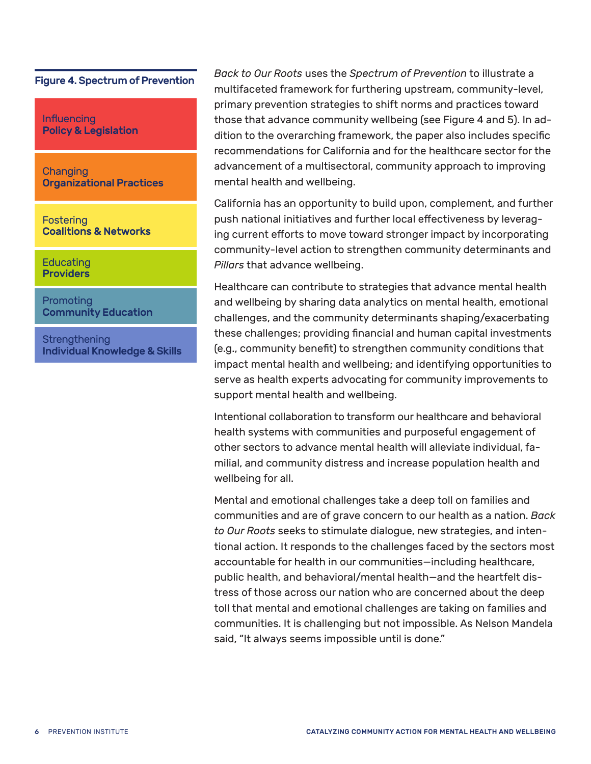**Figure 4. Spectrum of Prevention**

- Influencing **Policy & Legislation**
- Changing **Organizational Practices**
- Fostering **Coalitions & Networks**
- Educating **Providers**
- Promoting **Community Education**
- Strengthening **Individual Knowledge & Skills**

*Back to Our Roots* uses the *Spectrum of Prevention* to illustrate a multifaceted framework for furthering upstream, community-level, primary prevention strategies to shift norms and practices toward those that advance community wellbeing (see Figure 4 and 5). In addition to the overarching framework, the paper also includes specific recommendations for California and for the healthcare sector for the advancement of a multisectoral, community approach to improving mental health and wellbeing.

California has an opportunity to build upon, complement, and further push national initiatives and further local effectiveness by leveraging current efforts to move toward stronger impact by incorporating community-level action to strengthen community determinants and *Pillars* that advance wellbeing.

Healthcare can contribute to strategies that advance mental health and wellbeing by sharing data analytics on mental health, emotional challenges, and the community determinants shaping/exacerbating these challenges; providing financial and human capital investments (e.g., community benefit) to strengthen community conditions that impact mental health and wellbeing; and identifying opportunities to serve as health experts advocating for community improvements to support mental health and wellbeing.

Intentional collaboration to transform our healthcare and behavioral health systems with communities and purposeful engagement of other sectors to advance mental health will alleviate individual, familial, and community distress and increase population health and wellbeing for all.

Mental and emotional challenges take a deep toll on families and communities and are of grave concern to our health as a nation. *Back to Our Roots* seeks to stimulate dialogue, new strategies, and intentional action. It responds to the challenges faced by the sectors most accountable for health in our communities—including healthcare, public health, and behavioral/mental health—and the heartfelt distress of those across our nation who are concerned about the deep toll that mental and emotional challenges are taking on families and communities. It is challenging but not impossible. As Nelson Mandela said, "It always seems impossible until is done."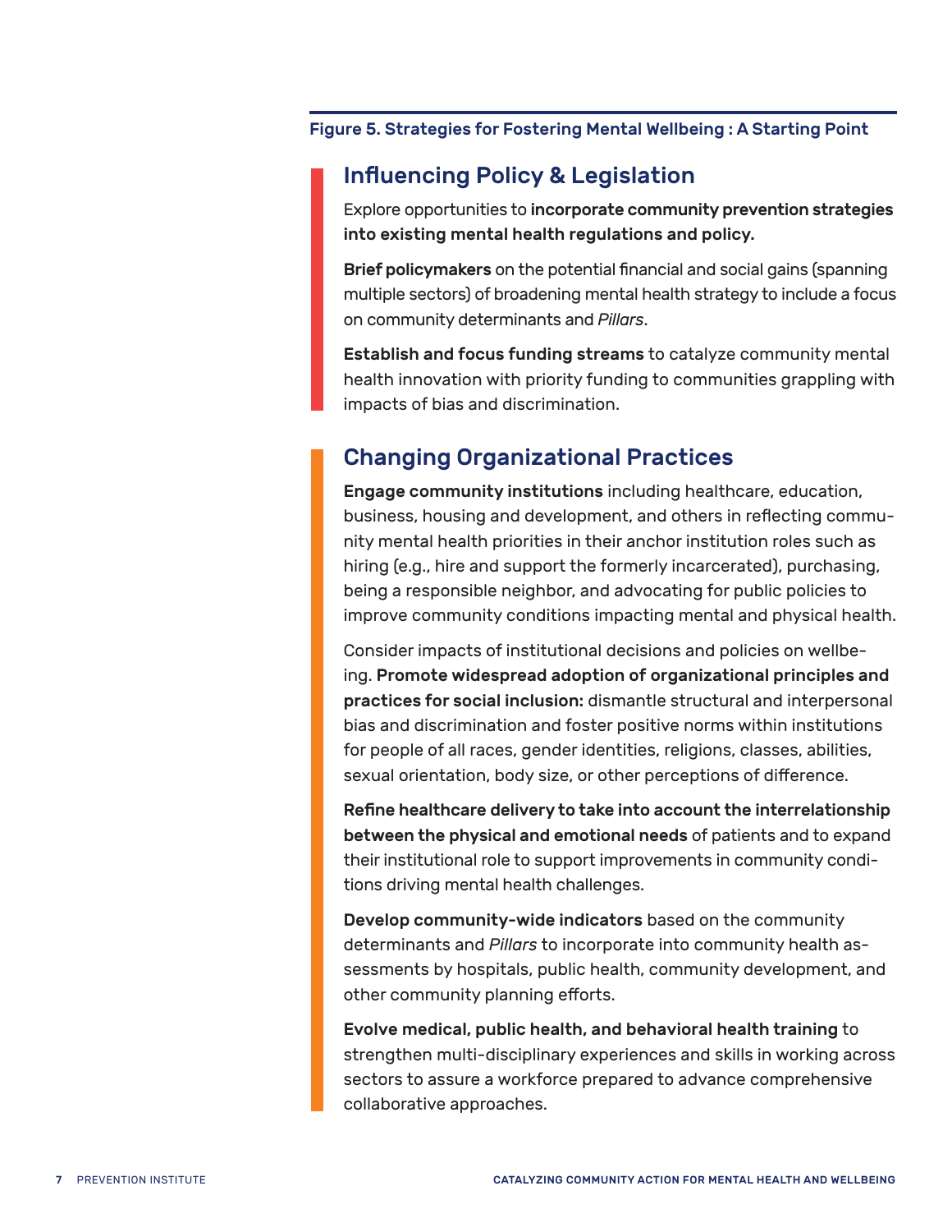**Figure 5. Strategies for Fostering Mental Wellbeing : A Starting Point**

## Influencing Policy & Legislation

Explore opportunities to **incorporate community prevention strategies into existing mental health regulations and policy.**

**Brief policymakers** on the potential financial and social gains (spanning multiple sectors) of broadening mental health strategy to include a focus on community determinants and *Pillars*.

**Establish and focus funding streams** to catalyze community mental health innovation with priority funding to communities grappling with impacts of bias and discrimination.

## Changing Organizational Practices

**Engage community institutions** including healthcare, education, business, housing and development, and others in reflecting community mental health priorities in their anchor institution roles such as hiring (e.g., hire and support the formerly incarcerated), purchasing, being a responsible neighbor, and advocating for public policies to improve community conditions impacting mental and physical health.

Consider impacts of institutional decisions and policies on wellbeing. **Promote widespread adoption of organizational principles and practices for social inclusion:** dismantle structural and interpersonal bias and discrimination and foster positive norms within institutions for people of all races, gender identities, religions, classes, abilities, sexual orientation, body size, or other perceptions of difference.

**Refine healthcare delivery to take into account the interrelationship between the physical and emotional needs** of patients and to expand their institutional role to support improvements in community conditions driving mental health challenges.

**Develop community-wide indicators** based on the community determinants and *Pillars* to incorporate into community health assessments by hospitals, public health, community development, and other community planning efforts.

**Evolve medical, public health, and behavioral health training** to strengthen multi-disciplinary experiences and skills in working across sectors to assure a workforce prepared to advance comprehensive collaborative approaches.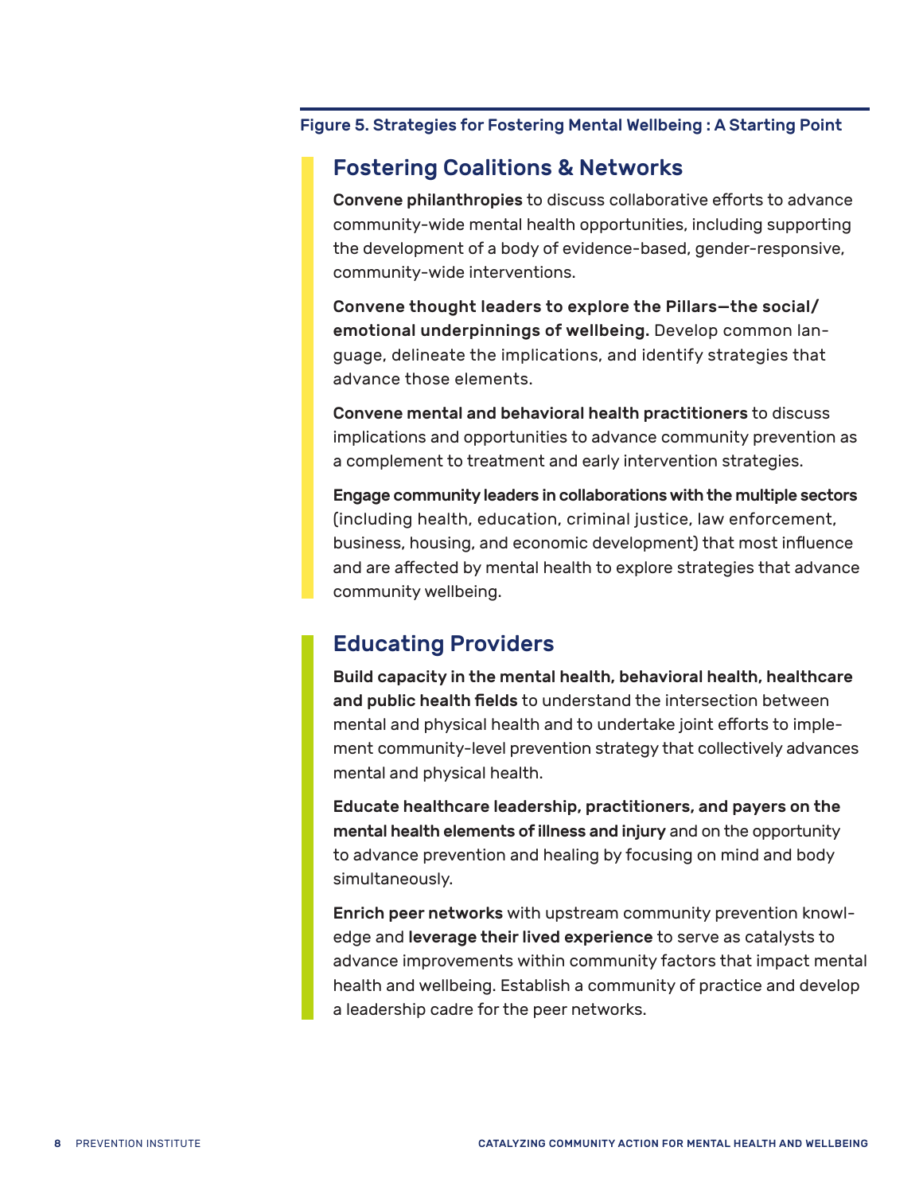**Figure 5. Strategies for Fostering Mental Wellbeing : A Starting Point**

## Fostering Coalitions & Networks

**Convene philanthropies** to discuss collaborative efforts to advance community-wide mental health opportunities, including supporting the development of a body of evidence-based, gender-responsive, community-wide interventions.

**Convene thought leaders to explore the Pillars—the social/emotional underpinnings of wellbeing.** Develop common language, delineate the implications, and identify strategies that advance those elements.

**Convene mental and behavioral health practitioners** to discuss implications and opportunities to advance community prevention as a complement to treatment and early intervention strategies.

**Engage community leaders in collaborations with the multiple sectors** (including health, education, criminal justice, law enforcement, business, housing, and economic development) that most influence and are affected by mental health to explore strategies that advance community wellbeing.

## Educating Providers

**Build capacity in the mental health, behavioral health, healthcare and public health fields** to understand the intersection between mental and physical health and to undertake joint efforts to implement community-level prevention strategy that collectively advances mental and physical health.

**Educate healthcare leadership, practitioners, and payers on the mental health elements of illness and injury** and on the opportunity to advance prevention and healing by focusing on mind and body simultaneously.

**Enrich peer networks** with upstream community prevention knowledge and **leverage their lived experience** to serve as catalysts to advance improvements within community factors that impact mental health and wellbeing. Establish a community of practice and develop a leadership cadre for the peer networks.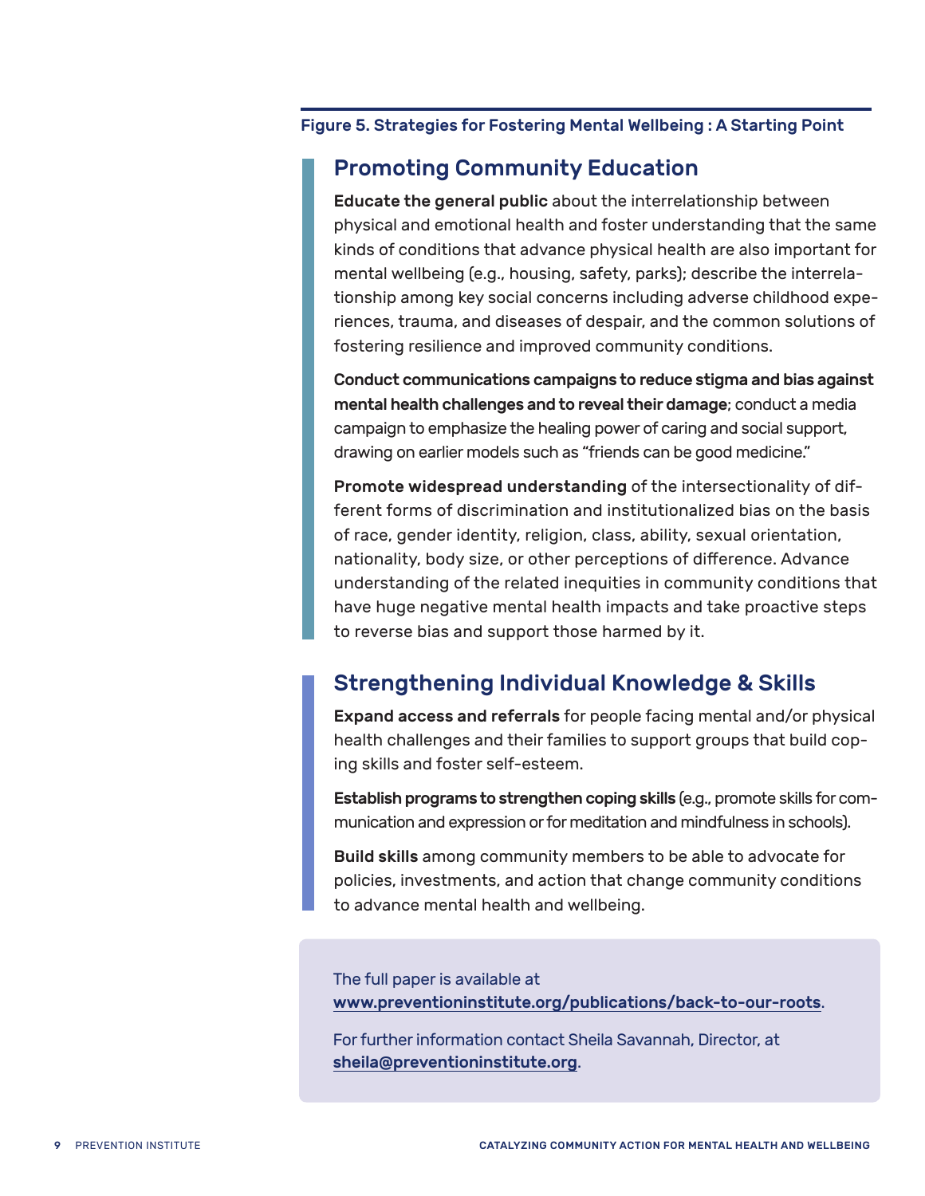**Figure 5. Strategies for Fostering Mental Wellbeing : A Starting Point**

## Promoting Community Education

**Educate the general public** about the interrelationship between physical and emotional health and foster understanding that the same kinds of conditions that advance physical health are also important for mental wellbeing (e.g., housing, safety, parks); describe the interrelationship among key social concerns including adverse childhood experiences, trauma, and diseases of despair, and the common solutions of fostering resilience and improved community conditions.

**Conduct communications campaigns to reduce stigma and bias against mental health challenges and to reveal their damage**; conduct a media campaign to emphasize the healing power of caring and social support, drawing on earlier models such as "friends can be good medicine."

**Promote widespread understanding** of the intersectionality of different forms of discrimination and institutionalized bias on the basis of race, gender identity, religion, class, ability, sexual orientation, nationality, body size, or other perceptions of difference. Advance understanding of the related inequities in community conditions that have huge negative mental health impacts and take proactive steps to reverse bias and support those harmed by it.

## Strengthening Individual Knowledge & Skills

**Expand access and referrals** for people facing mental and/or physical health challenges and their families to support groups that build coping skills and foster self-esteem.

**Establish programs to strengthen coping skills** (e.g., promote skills for communication and expression or for meditation and mindfulness in schools).

**Build skills** among community members to be able to advocate for policies, investments, and action that change community conditions to advance mental health and wellbeing.

The full paper is available at **www.preventioninstitute.org/publications/back-to-our-roots**.

For further information contact Sheila Savannah, Director, at **sheila@preventioninstitute.org**.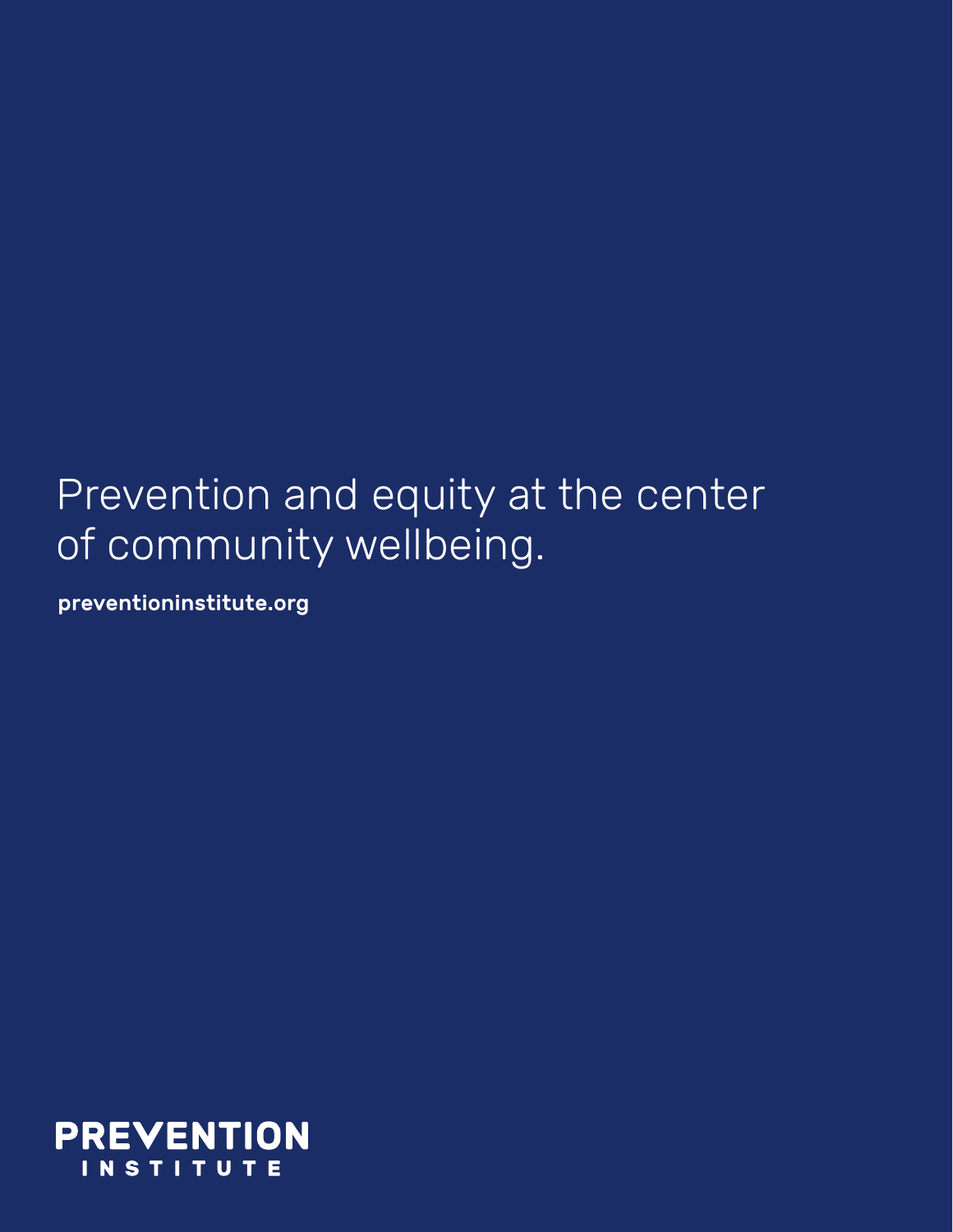Prevention and equity at the center of community wellbeing.

**preventioninstitute.org**

**PREVENTION INSTITUTE**